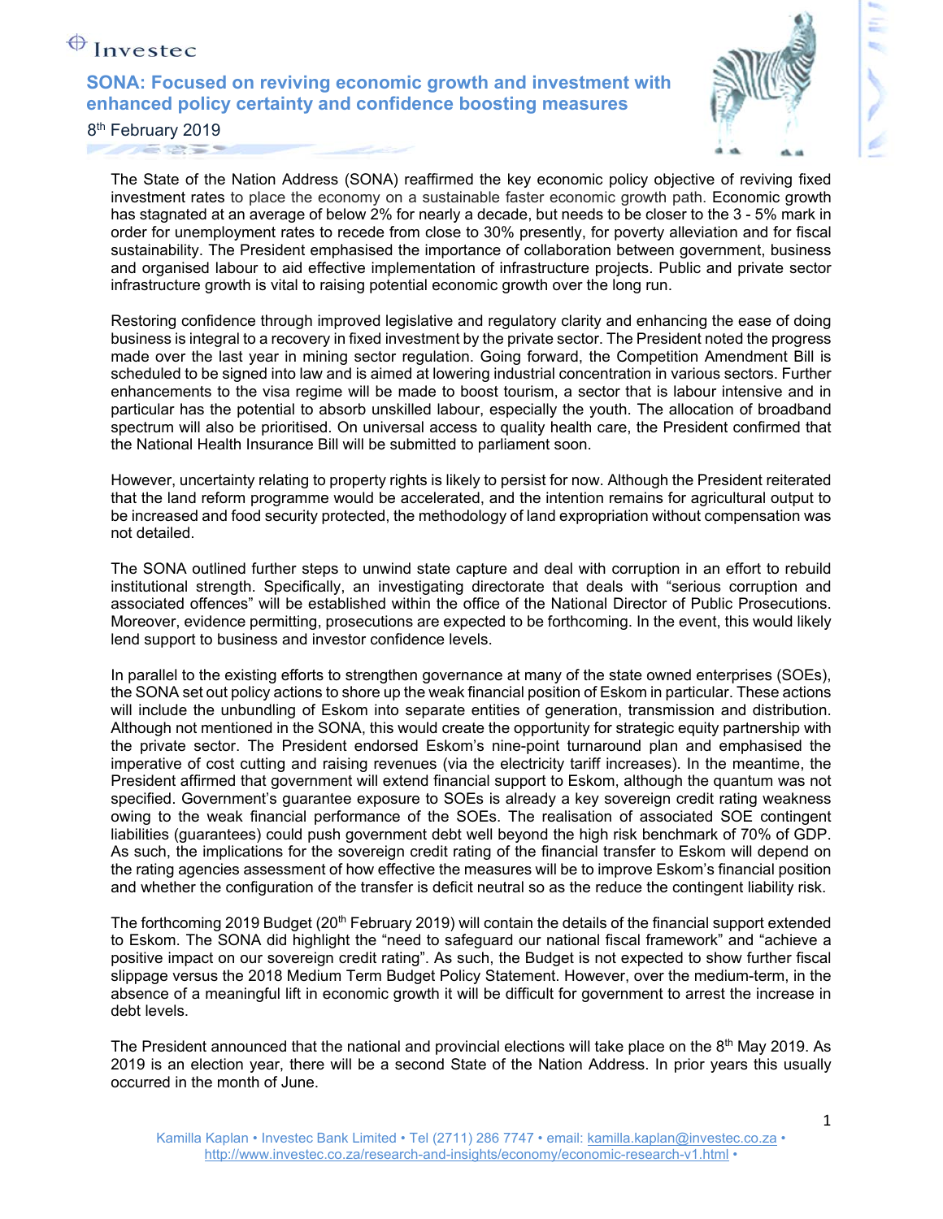Investec

# SONA: Focused on reviving economic growth and investment with enhanced policy certainty and confidence boosting measures

8th February 2019

The State of the Nation Address (SONA) reaffirmed the key economic policy objective of reviving fixed investment rates to place the economy on a sustainable faster economic growth path. Economic growth has stagnated at an average of below 2% for nearly a decade, but needs to be closer to the 3 - 5% mark in order for unemployment rates to recede from close to 30% presently, for poverty alleviation and for fiscal sustainability. The President emphasised the importance of collaboration between government, business and organised labour to aid effective implementation of infrastructure projects. Public and private sector infrastructure growth is vital to raising potential economic growth over the long run.

Restoring confidence through improved legislative and regulatory clarity and enhancing the ease of doing business is integral to a recovery in fixed investment by the private sector. The President noted the progress made over the last year in mining sector regulation. Going forward, the Competition Amendment Bill is scheduled to be signed into law and is aimed at lowering industrial concentration in various sectors. Further enhancements to the visa regime will be made to boost tourism, a sector that is labour intensive and in particular has the potential to absorb unskilled labour, especially the youth. The allocation of broadband spectrum will also be prioritised. On universal access to quality health care, the President confirmed that the National Health Insurance Bill will be submitted to parliament soon.

However, uncertainty relating to property rights is likely to persist for now. Although the President reiterated that the land reform programme would be accelerated, and the intention remains for agricultural output to be increased and food security protected, the methodology of land expropriation without compensation was not detailed.

The SONA outlined further steps to unwind state capture and deal with corruption in an effort to rebuild institutional strength. Specifically, an investigating directorate that deals with "serious corruption and associated offences" will be established within the office of the National Director of Public Prosecutions. Moreover, evidence permitting, prosecutions are expected to be forthcoming. In the event, this would likely lend support to business and investor confidence levels.

In parallel to the existing efforts to strengthen governance at many of the state owned enterprises (SOEs), the SONA set out policy actions to shore up the weak financial position of Eskom in particular. These actions will include the unbundling of Eskom into separate entities of generation, transmission and distribution. Although not mentioned in the SONA, this would create the opportunity for strategic equity partnership with the private sector. The President endorsed Eskom's nine-point turnaround plan and emphasised the imperative of cost cutting and raising revenues (via the electricity tariff increases). In the meantime, the President affirmed that government will extend financial support to Eskom, although the quantum was not specified. Government's guarantee exposure to SOEs is already a key sovereign credit rating weakness owing to the weak financial performance of the SOEs. The realisation of associated SOE contingent liabilities (guarantees) could push government debt well beyond the high risk benchmark of 70% of GDP. As such, the implications for the sovereign credit rating of the financial transfer to Eskom will depend on the rating agencies assessment of how effective the measures will be to improve Eskom's financial position and whether the configuration of the transfer is deficit neutral so as the reduce the contingent liability risk.

The forthcoming 2019 Budget (20th February 2019) will contain the details of the financial support extended to Eskom. The SONA did highlight the "need to safeguard our national fiscal framework" and "achieve a positive impact on our sovereign credit rating". As such, the Budget is not expected to show further fiscal slippage versus the 2018 Medium Term Budget Policy Statement. However, over the medium-term, in the absence of a meaningful lift in economic growth it will be difficult for government to arrest the increase in debt levels.

The President announced that the national and provincial elections will take place on the 8th May 2019. As 2019 is an election year, there will be a second State of the Nation Address. In prior years this usually occurred in the month of June.

Kamilla Kaplan • Investec Bank Limited • Tel (2711) 286 7747 • email: kamilla.kaplan@investec.co.za • http://www.investec.co.za/research-and-insights/economy/economic-research-v1.html •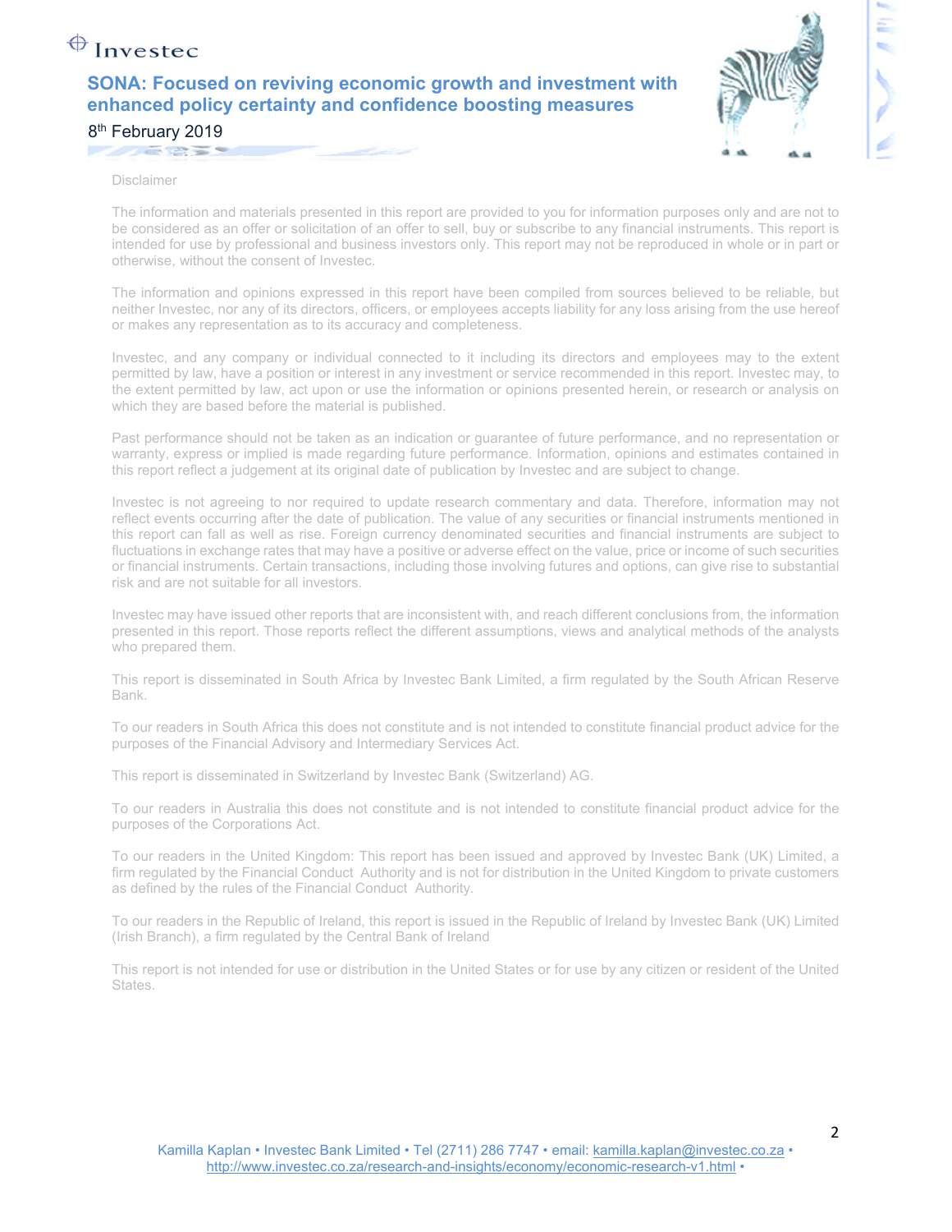Disclaimer

The information and materials presented in this report are provided to you for information purposes only and are not to be considered as an offer or solicitation of an offer to sell, buy or subscribe to any financial instruments. This report is intended for use by professional and business investors only. This report may not be reproduced in whole or in part or otherwise, without the consent of Investec.

The information and opinions expressed in this report have been compiled from sources believed to be reliable, but neither Investec, nor any of its directors, officers, or employees accepts liability for any loss arising from the use hereof or makes any representation as to its accuracy and completeness.

Investec, and any company or individual connected to it including its directors and employees may to the extent permitted by law, have a position or interest in any investment or service recommended in this report. Investec may, to the extent permitted by law, act upon or use the information or opinions presented herein, or research or analysis on which they are based before the material is published.

Past performance should not be taken as an indication or guarantee of future performance, and no representation or warranty, express or implied is made regarding future performance. Information, opinions and estimates contained in this report reflect a judgement at its original date of publication by Investec and are subject to change.

Investec is not agreeing to nor required to update research commentary and data. Therefore, information may not reflect events occurring after the date of publication. The value of any securities or financial instruments mentioned in this report can fall as well as rise. Foreign currency denominated securities and financial instruments are subject to fluctuations in exchange rates that may have a positive or adverse effect on the value, price or income of such securities or financial instruments. Certain transactions, including those involving futures and options, can give rise to substantial risk and are not suitable for all investors.

Investec may have issued other reports that are inconsistent with, and reach different conclusions from, the information presented in this report. Those reports reflect the different assumptions, views and analytical methods of the analysts who prepared them.

This report is disseminated in South Africa by Investec Bank Limited, a firm regulated by the South African Reserve Bank.

To our readers in South Africa this does not constitute and is not intended to constitute financial product advice for the purposes of the Financial Advisory and Intermediary Services Act.

This report is disseminated in Switzerland by Investec Bank (Switzerland) AG.

To our readers in Australia this does not constitute and is not intended to constitute financial product advice for the purposes of the Corporations Act.

To our readers in the United Kingdom: This report has been issued and approved by Investec Bank (UK) Limited, a firm regulated by the Financial Conduct Authority and is not for distribution in the United Kingdom to private customers as defined by the rules of the Financial Conduct Authority.

To our readers in the Republic of Ireland, this report is issued in the Republic of Ireland by Investec Bank (UK) Limited (Irish Branch), a firm regulated by the Central Bank of Ireland

This report is not intended for use or distribution in the United States or for use by any citizen or resident of the United States.